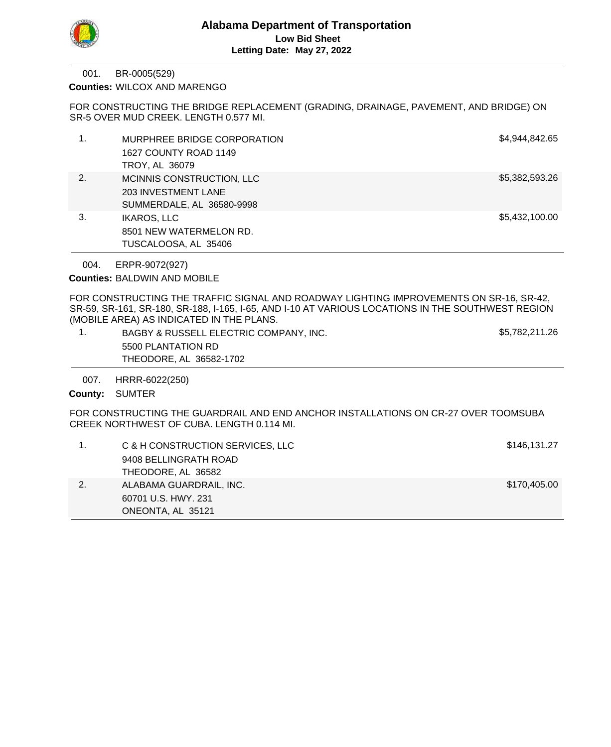# Alabama Department of Transportation

**Low Bid Sheet**

**Letting Date: May 27, 2022**

---

001. BR-0005(529)

**Counties:** WILCOX AND MARENGO

FOR CONSTRUCTING THE BRIDGE REPLACEMENT (GRADING, DRAINAGE, PAVEMENT, AND BRIDGE) ON SR-5 OVER MUD CREEK. LENGTH 0.577 MI.

| | | |
|---|---|---|
| 1. | MURPHREE BRIDGE CORPORATION<br>1627 COUNTY ROAD 1149<br>TROY, AL 36079 | $4,944,842.65 |
| 2. | MCINNIS CONSTRUCTION, LLC<br>203 INVESTMENT LANE<br>SUMMERDALE, AL 36580-9998 | $5,382,593.26 |
| 3. | IKAROS, LLC<br>8501 NEW WATERMELON RD.<br>TUSCALOOSA, AL 35406 | $5,432,100.00 |

---

004. ERPR-9072(927)

**Counties:** BALDWIN AND MOBILE

FOR CONSTRUCTING THE TRAFFIC SIGNAL AND ROADWAY LIGHTING IMPROVEMENTS ON SR-16, SR-42, SR-59, SR-161, SR-180, SR-188, I-165, I-65, AND I-10 AT VARIOUS LOCATIONS IN THE SOUTHWEST REGION (MOBILE AREA) AS INDICATED IN THE PLANS.

| | | |
|---|---|---|
| 1. | BAGBY & RUSSELL ELECTRIC COMPANY, INC.<br>5500 PLANTATION RD<br>THEODORE, AL 36582-1702 | $5,782,211.26 |

---

007. HRRR-6022(250)

**County:** SUMTER

FOR CONSTRUCTING THE GUARDRAIL AND END ANCHOR INSTALLATIONS ON CR-27 OVER TOOMSUBA CREEK NORTHWEST OF CUBA. LENGTH 0.114 MI.

| | | |
|---|---|---|
| 1. | C & H CONSTRUCTION SERVICES, LLC<br>9408 BELLINGRATH ROAD<br>THEODORE, AL 36582 | $146,131.27 |
| 2. | ALABAMA GUARDRAIL, INC.<br>60701 U.S. HWY. 231<br>ONEONTA, AL 35121 | $170,405.00 |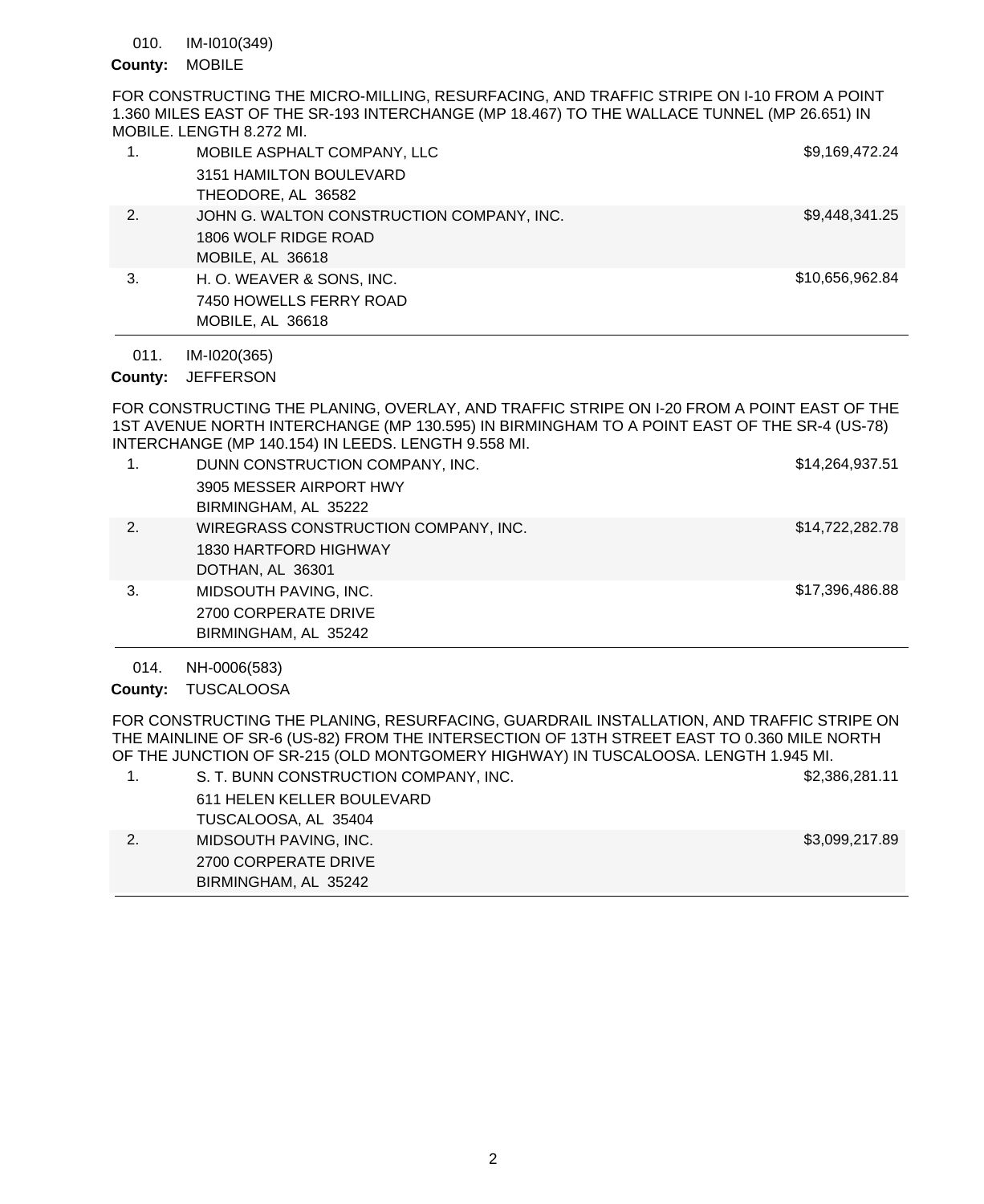010. IM-I010(349)

**County:** MOBILE

FOR CONSTRUCTING THE MICRO-MILLING, RESURFACING, AND TRAFFIC STRIPE ON I-10 FROM A POINT 1.360 MILES EAST OF THE SR-193 INTERCHANGE (MP 18.467) TO THE WALLACE TUNNEL (MP 26.651) IN MOBILE. LENGTH 8.272 MI.

| | | |
|---|---|---|
| 1. | MOBILE ASPHALT COMPANY, LLC<br>3151 HAMILTON BOULEVARD<br>THEODORE, AL 36582 | $9,169,472.24 |
| 2. | JOHN G. WALTON CONSTRUCTION COMPANY, INC.<br>1806 WOLF RIDGE ROAD<br>MOBILE, AL 36618 | $9,448,341.25 |
| 3. | H. O. WEAVER & SONS, INC.<br>7450 HOWELLS FERRY ROAD<br>MOBILE, AL 36618 | $10,656,962.84 |

011. IM-I020(365)

**County:** JEFFERSON

FOR CONSTRUCTING THE PLANING, OVERLAY, AND TRAFFIC STRIPE ON I-20 FROM A POINT EAST OF THE 1ST AVENUE NORTH INTERCHANGE (MP 130.595) IN BIRMINGHAM TO A POINT EAST OF THE SR-4 (US-78) INTERCHANGE (MP 140.154) IN LEEDS. LENGTH 9.558 MI.

| | | |
|---|---|---|
| 1. | DUNN CONSTRUCTION COMPANY, INC.<br>3905 MESSER AIRPORT HWY<br>BIRMINGHAM, AL 35222 | $14,264,937.51 |
| 2. | WIREGRASS CONSTRUCTION COMPANY, INC.<br>1830 HARTFORD HIGHWAY<br>DOTHAN, AL 36301 | $14,722,282.78 |
| 3. | MIDSOUTH PAVING, INC.<br>2700 CORPERATE DRIVE<br>BIRMINGHAM, AL 35242 | $17,396,486.88 |

014. NH-0006(583)

**County:** TUSCALOOSA

FOR CONSTRUCTING THE PLANING, RESURFACING, GUARDRAIL INSTALLATION, AND TRAFFIC STRIPE ON THE MAINLINE OF SR-6 (US-82) FROM THE INTERSECTION OF 13TH STREET EAST TO 0.360 MILE NORTH OF THE JUNCTION OF SR-215 (OLD MONTGOMERY HIGHWAY) IN TUSCALOOSA. LENGTH 1.945 MI.

| | | |
|---|---|---|
| 1. | S. T. BUNN CONSTRUCTION COMPANY, INC.<br>611 HELEN KELLER BOULEVARD<br>TUSCALOOSA, AL 35404 | $2,386,281.11 |
| 2. | MIDSOUTH PAVING, INC.<br>2700 CORPERATE DRIVE<br>BIRMINGHAM, AL 35242 | $3,099,217.89 |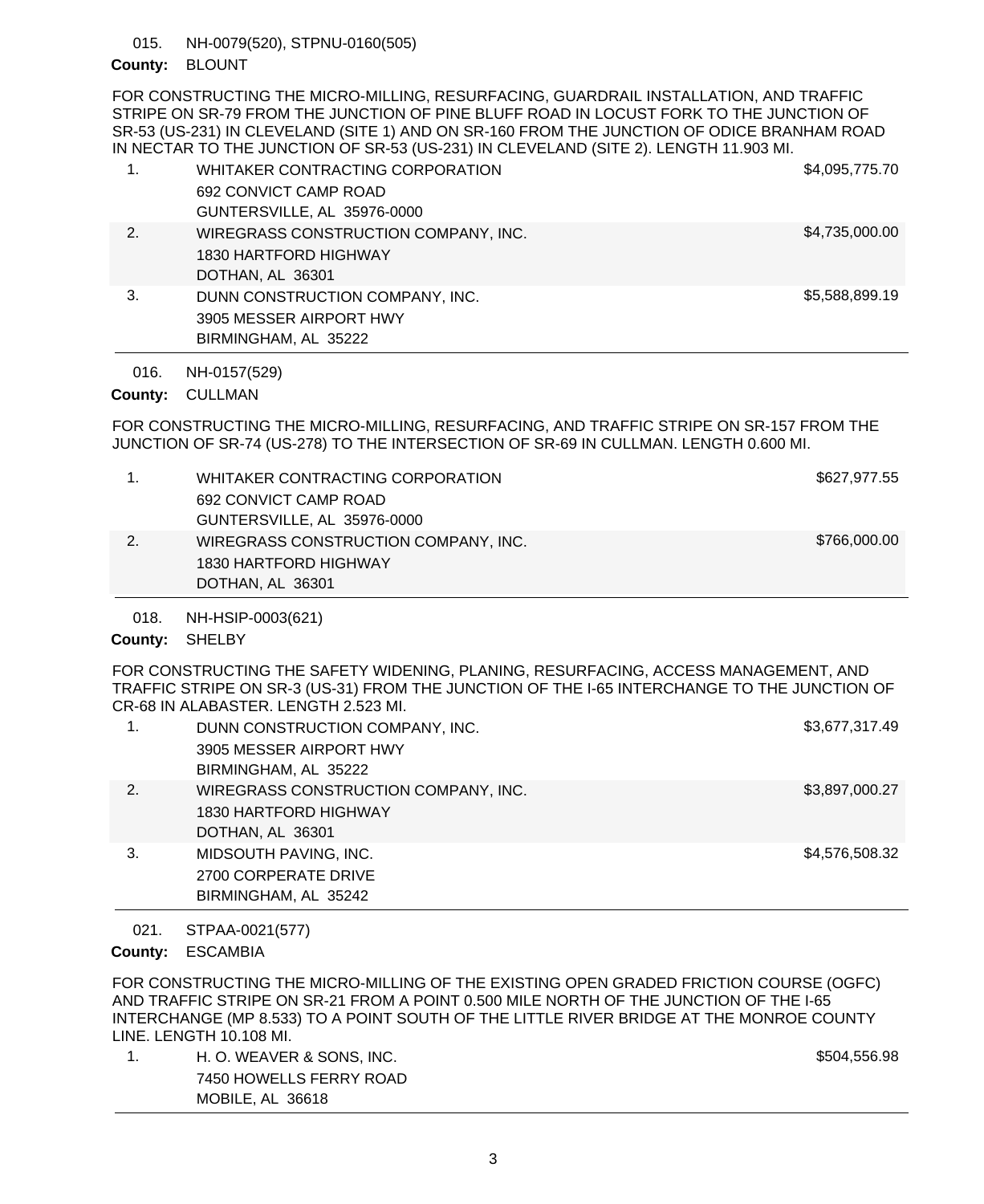015. NH-0079(520), STPNU-0160(505)

**County:** BLOUNT

FOR CONSTRUCTING THE MICRO-MILLING, RESURFACING, GUARDRAIL INSTALLATION, AND TRAFFIC STRIPE ON SR-79 FROM THE JUNCTION OF PINE BLUFF ROAD IN LOCUST FORK TO THE JUNCTION OF SR-53 (US-231) IN CLEVELAND (SITE 1) AND ON SR-160 FROM THE JUNCTION OF ODICE BRANHAM ROAD IN NECTAR TO THE JUNCTION OF SR-53 (US-231) IN CLEVELAND (SITE 2). LENGTH 11.903 MI.

| | | |
|---|---|---|
| 1. | WHITAKER CONTRACTING CORPORATION<br>692 CONVICT CAMP ROAD<br>GUNTERSVILLE, AL 35976-0000 | $4,095,775.70 |
| 2. | WIREGRASS CONSTRUCTION COMPANY, INC.<br>1830 HARTFORD HIGHWAY<br>DOTHAN, AL 36301 | $4,735,000.00 |
| 3. | DUNN CONSTRUCTION COMPANY, INC.<br>3905 MESSER AIRPORT HWY<br>BIRMINGHAM, AL 35222 | $5,588,899.19 |

016. NH-0157(529)

**County:** CULLMAN

FOR CONSTRUCTING THE MICRO-MILLING, RESURFACING, AND TRAFFIC STRIPE ON SR-157 FROM THE JUNCTION OF SR-74 (US-278) TO THE INTERSECTION OF SR-69 IN CULLMAN. LENGTH 0.600 MI.

| | | |
|---|---|---|
| 1. | WHITAKER CONTRACTING CORPORATION<br>692 CONVICT CAMP ROAD<br>GUNTERSVILLE, AL 35976-0000 | $627,977.55 |
| 2. | WIREGRASS CONSTRUCTION COMPANY, INC.<br>1830 HARTFORD HIGHWAY<br>DOTHAN, AL 36301 | $766,000.00 |

018. NH-HSIP-0003(621)

**County:** SHELBY

FOR CONSTRUCTING THE SAFETY WIDENING, PLANING, RESURFACING, ACCESS MANAGEMENT, AND TRAFFIC STRIPE ON SR-3 (US-31) FROM THE JUNCTION OF THE I-65 INTERCHANGE TO THE JUNCTION OF CR-68 IN ALABASTER. LENGTH 2.523 MI.

| | | |
|---|---|---|
| 1. | DUNN CONSTRUCTION COMPANY, INC.<br>3905 MESSER AIRPORT HWY<br>BIRMINGHAM, AL 35222 | $3,677,317.49 |
| 2. | WIREGRASS CONSTRUCTION COMPANY, INC.<br>1830 HARTFORD HIGHWAY<br>DOTHAN, AL 36301 | $3,897,000.27 |
| 3. | MIDSOUTH PAVING, INC.<br>2700 CORPERATE DRIVE<br>BIRMINGHAM, AL 35242 | $4,576,508.32 |

021. STPAA-0021(577)

**County:** ESCAMBIA

FOR CONSTRUCTING THE MICRO-MILLING OF THE EXISTING OPEN GRADED FRICTION COURSE (OGFC) AND TRAFFIC STRIPE ON SR-21 FROM A POINT 0.500 MILE NORTH OF THE JUNCTION OF THE I-65 INTERCHANGE (MP 8.533) TO A POINT SOUTH OF THE LITTLE RIVER BRIDGE AT THE MONROE COUNTY LINE. LENGTH 10.108 MI.

| | | |
|---|---|---|
| 1. | H. O. WEAVER & SONS, INC.<br>7450 HOWELLS FERRY ROAD<br>MOBILE, AL 36618 | $504,556.98 |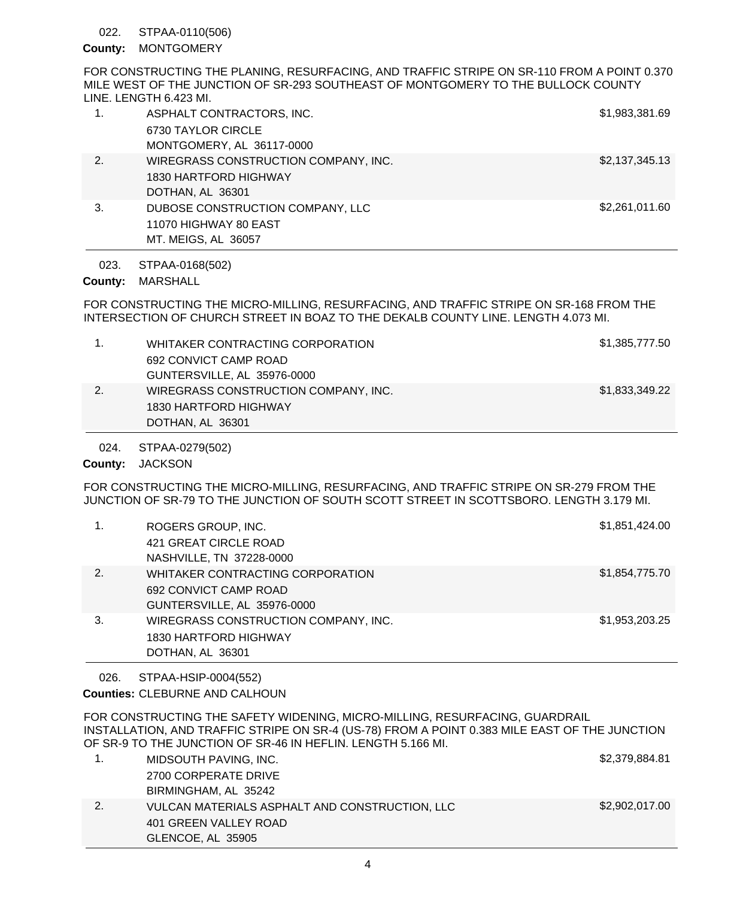022. STPAA-0110(506)

**County:** MONTGOMERY

FOR CONSTRUCTING THE PLANING, RESURFACING, AND TRAFFIC STRIPE ON SR-110 FROM A POINT 0.370 MILE WEST OF THE JUNCTION OF SR-293 SOUTHEAST OF MONTGOMERY TO THE BULLOCK COUNTY LINE. LENGTH 6.423 MI.

| | | |
|---|---|---|
| 1. | ASPHALT CONTRACTORS, INC.<br>6730 TAYLOR CIRCLE<br>MONTGOMERY, AL 36117-0000 | $1,983,381.69 |
| 2. | WIREGRASS CONSTRUCTION COMPANY, INC.<br>1830 HARTFORD HIGHWAY<br>DOTHAN, AL 36301 | $2,137,345.13 |
| 3. | DUBOSE CONSTRUCTION COMPANY, LLC<br>11070 HIGHWAY 80 EAST<br>MT. MEIGS, AL 36057 | $2,261,011.60 |

023. STPAA-0168(502)

**County:** MARSHALL

FOR CONSTRUCTING THE MICRO-MILLING, RESURFACING, AND TRAFFIC STRIPE ON SR-168 FROM THE INTERSECTION OF CHURCH STREET IN BOAZ TO THE DEKALB COUNTY LINE. LENGTH 4.073 MI.

| | | |
|---|---|---|
| 1. | WHITAKER CONTRACTING CORPORATION<br>692 CONVICT CAMP ROAD<br>GUNTERSVILLE, AL 35976-0000 | $1,385,777.50 |
| 2. | WIREGRASS CONSTRUCTION COMPANY, INC.<br>1830 HARTFORD HIGHWAY<br>DOTHAN, AL 36301 | $1,833,349.22 |

024. STPAA-0279(502)

**County:** JACKSON

FOR CONSTRUCTING THE MICRO-MILLING, RESURFACING, AND TRAFFIC STRIPE ON SR-279 FROM THE JUNCTION OF SR-79 TO THE JUNCTION OF SOUTH SCOTT STREET IN SCOTTSBORO. LENGTH 3.179 MI.

| | | |
|---|---|---|
| 1. | ROGERS GROUP, INC.<br>421 GREAT CIRCLE ROAD<br>NASHVILLE, TN 37228-0000 | $1,851,424.00 |
| 2. | WHITAKER CONTRACTING CORPORATION<br>692 CONVICT CAMP ROAD<br>GUNTERSVILLE, AL 35976-0000 | $1,854,775.70 |
| 3. | WIREGRASS CONSTRUCTION COMPANY, INC.<br>1830 HARTFORD HIGHWAY<br>DOTHAN, AL 36301 | $1,953,203.25 |

026. STPAA-HSIP-0004(552)

**Counties:** CLEBURNE AND CALHOUN

FOR CONSTRUCTING THE SAFETY WIDENING, MICRO-MILLING, RESURFACING, GUARDRAIL INSTALLATION, AND TRAFFIC STRIPE ON SR-4 (US-78) FROM A POINT 0.383 MILE EAST OF THE JUNCTION OF SR-9 TO THE JUNCTION OF SR-46 IN HEFLIN. LENGTH 5.166 MI.

| | | |
|---|---|---|
| 1. | MIDSOUTH PAVING, INC.<br>2700 CORPERATE DRIVE<br>BIRMINGHAM, AL 35242 | $2,379,884.81 |
| 2. | VULCAN MATERIALS ASPHALT AND CONSTRUCTION, LLC<br>401 GREEN VALLEY ROAD<br>GLENCOE, AL 35905 | $2,902,017.00 |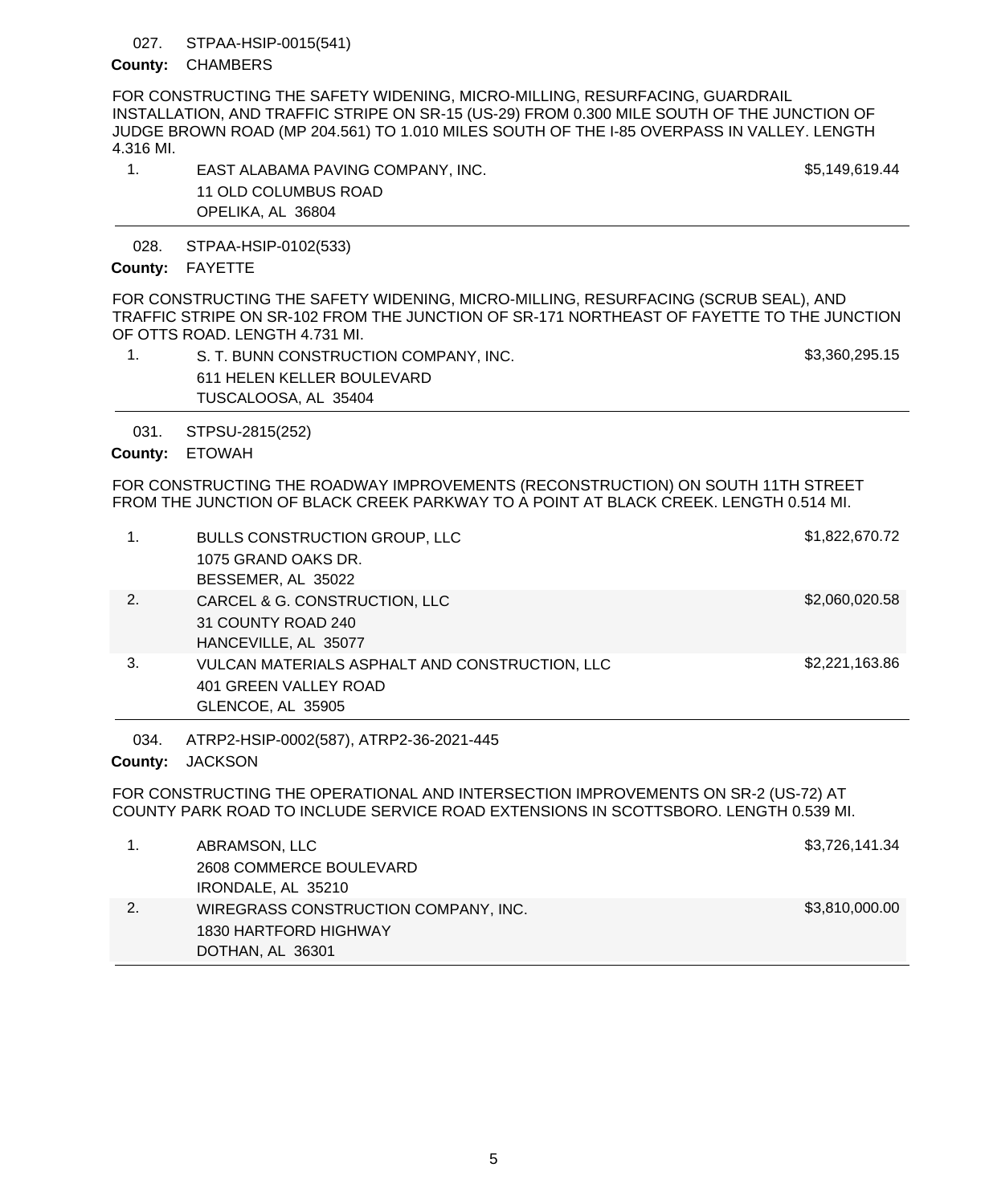027. STPAA-HSIP-0015(541)

**County:** CHAMBERS

FOR CONSTRUCTING THE SAFETY WIDENING, MICRO-MILLING, RESURFACING, GUARDRAIL INSTALLATION, AND TRAFFIC STRIPE ON SR-15 (US-29) FROM 0.300 MILE SOUTH OF THE JUNCTION OF JUDGE BROWN ROAD (MP 204.561) TO 1.010 MILES SOUTH OF THE I-85 OVERPASS IN VALLEY. LENGTH 4.316 MI.

| | | |
|---|---|---|
| 1. | EAST ALABAMA PAVING COMPANY, INC.<br>11 OLD COLUMBUS ROAD<br>OPELIKA, AL 36804 | $5,149,619.44 |

028. STPAA-HSIP-0102(533)

**County:** FAYETTE

FOR CONSTRUCTING THE SAFETY WIDENING, MICRO-MILLING, RESURFACING (SCRUB SEAL), AND TRAFFIC STRIPE ON SR-102 FROM THE JUNCTION OF SR-171 NORTHEAST OF FAYETTE TO THE JUNCTION OF OTTS ROAD. LENGTH 4.731 MI.

| | | |
|---|---|---|
| 1. | S. T. BUNN CONSTRUCTION COMPANY, INC.<br>611 HELEN KELLER BOULEVARD<br>TUSCALOOSA, AL 35404 | $3,360,295.15 |

031. STPSU-2815(252)

**County:** ETOWAH

FOR CONSTRUCTING THE ROADWAY IMPROVEMENTS (RECONSTRUCTION) ON SOUTH 11TH STREET FROM THE JUNCTION OF BLACK CREEK PARKWAY TO A POINT AT BLACK CREEK. LENGTH 0.514 MI.

| | | |
|---|---|---|
| 1. | BULLS CONSTRUCTION GROUP, LLC<br>1075 GRAND OAKS DR.<br>BESSEMER, AL 35022 | $1,822,670.72 |
| 2. | CARCEL & G. CONSTRUCTION, LLC<br>31 COUNTY ROAD 240<br>HANCEVILLE, AL 35077 | $2,060,020.58 |
| 3. | VULCAN MATERIALS ASPHALT AND CONSTRUCTION, LLC<br>401 GREEN VALLEY ROAD<br>GLENCOE, AL 35905 | $2,221,163.86 |

034. ATRP2-HSIP-0002(587), ATRP2-36-2021-445

**County:** JACKSON

FOR CONSTRUCTING THE OPERATIONAL AND INTERSECTION IMPROVEMENTS ON SR-2 (US-72) AT COUNTY PARK ROAD TO INCLUDE SERVICE ROAD EXTENSIONS IN SCOTTSBORO. LENGTH 0.539 MI.

| | | |
|---|---|---|
| 1. | ABRAMSON, LLC<br>2608 COMMERCE BOULEVARD<br>IRONDALE, AL 35210 | $3,726,141.34 |
| 2. | WIREGRASS CONSTRUCTION COMPANY, INC.<br>1830 HARTFORD HIGHWAY<br>DOTHAN, AL 36301 | $3,810,000.00 |